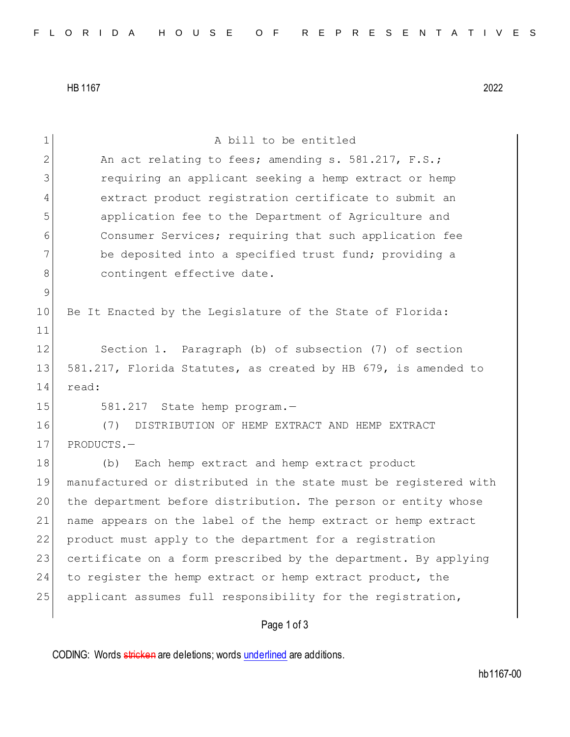HB 1167 2022

A bill to be entitled

An act relating to fees; amending s. 581.217, F.S.; requiring an applicant seeking a hemp extract or hemp extract product registration certificate to submit an application fee to the Department of Agriculture and Consumer Services; requiring that such application fee be deposited into a specified trust fund; providing a contingent effective date.

Be It Enacted by the Legislature of the State of Florida:

Section 1. Paragraph (b) of subsection (7) of section 581.217, Florida Statutes, as created by HB 679, is amended to read:

581.217 State hemp program.—

(7) DISTRIBUTION OF HEMP EXTRACT AND HEMP EXTRACT PRODUCTS.—

(b) Each hemp extract and hemp extract product manufactured or distributed in the state must be registered with the department before distribution. The person or entity whose name appears on the label of the hemp extract or hemp extract product must apply to the department for a registration certificate on a form prescribed by the department. By applying to register the hemp extract or hemp extract product, the applicant assumes full responsibility for the registration,

CODING: Words ~~stricken~~ are deletions; words underlined are additions.

hb1167-00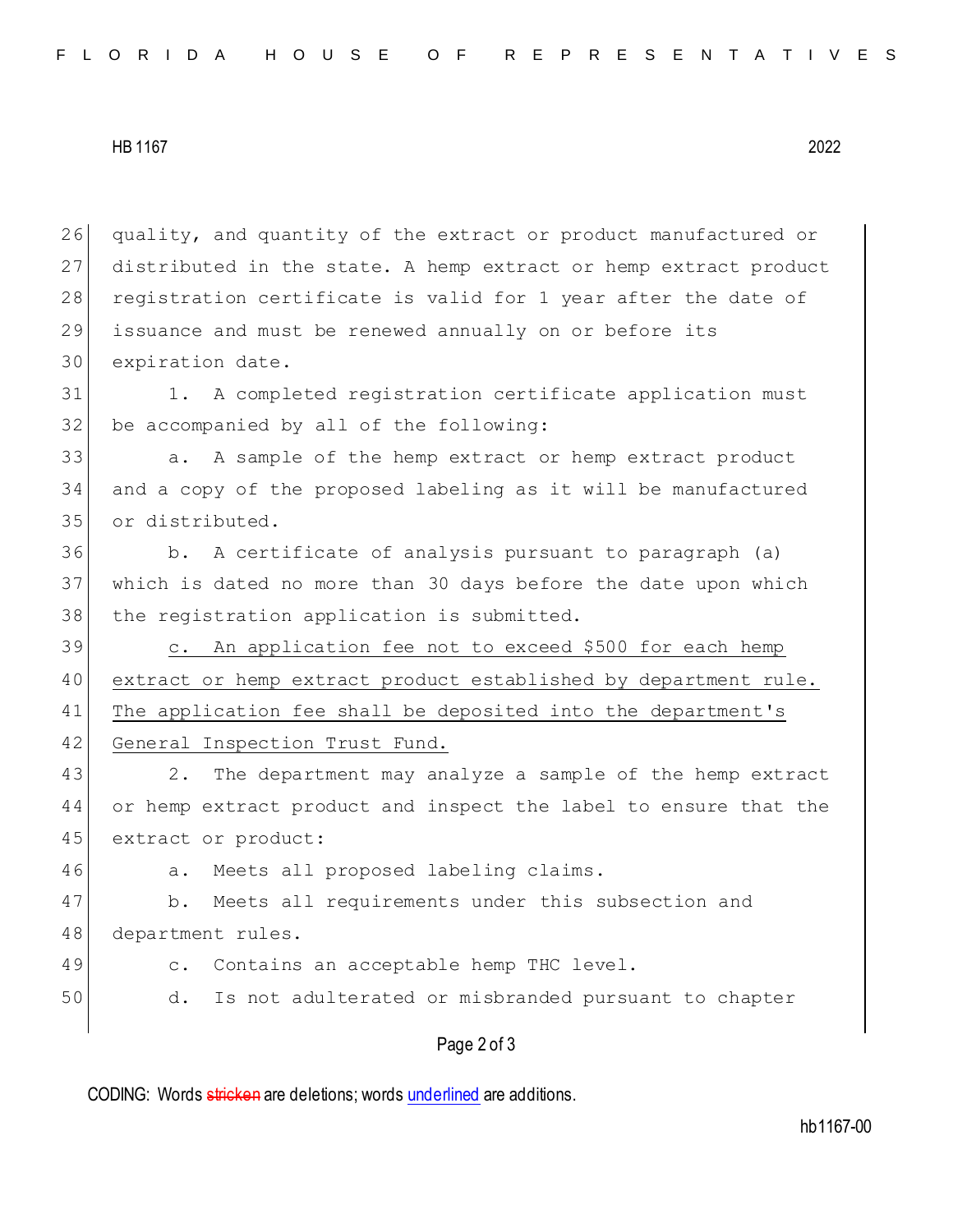quality, and quantity of the extract or product manufactured or distributed in the state. A hemp extract or hemp extract product registration certificate is valid for 1 year after the date of issuance and must be renewed annually on or before its expiration date.

1. A completed registration certificate application must be accompanied by all of the following:

a. A sample of the hemp extract or hemp extract product and a copy of the proposed labeling as it will be manufactured or distributed.

b. A certificate of analysis pursuant to paragraph (a) which is dated no more than 30 days before the date upon which the registration application is submitted.

<u>c. An application fee not to exceed $500 for each hemp extract or hemp extract product established by department rule. The application fee shall be deposited into the department's General Inspection Trust Fund.</u>

2. The department may analyze a sample of the hemp extract or hemp extract product and inspect the label to ensure that the extract or product:

a. Meets all proposed labeling claims.

b. Meets all requirements under this subsection and department rules.

c. Contains an acceptable hemp THC level.

d. Is not adulterated or misbranded pursuant to chapter

CODING: Words ~~stricken~~ are deletions; words <u>underlined</u> are additions.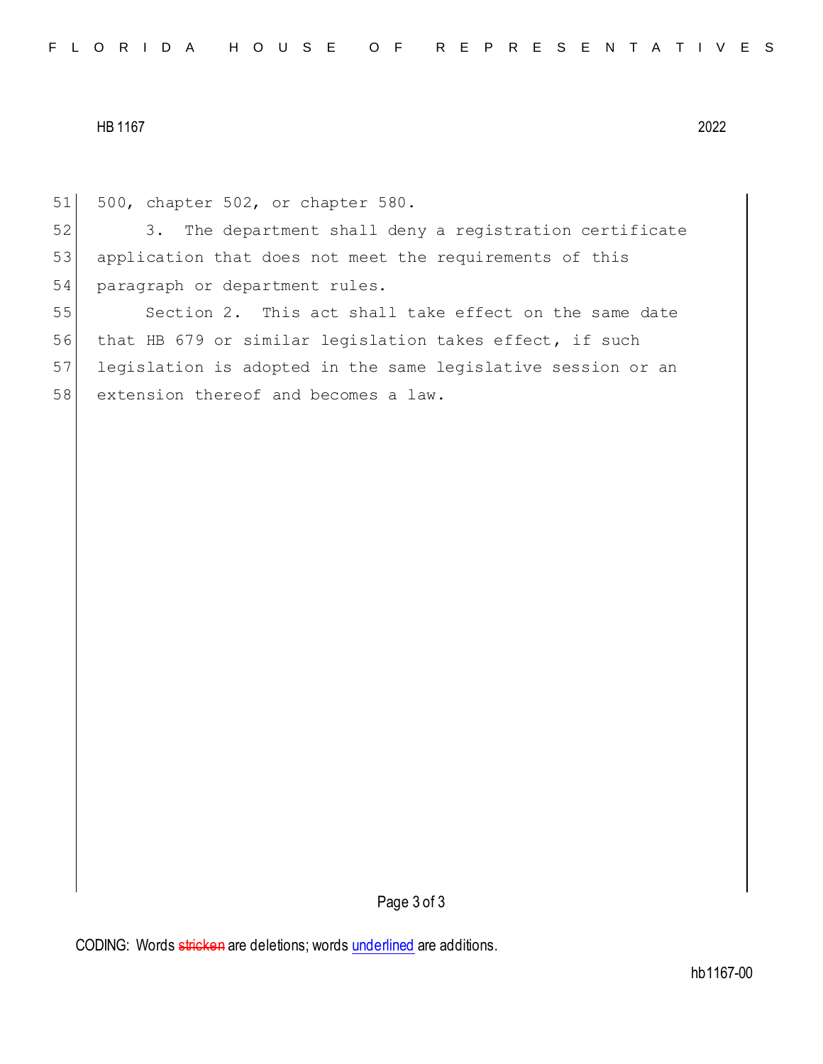500, chapter 502, or chapter 580.

3. The department shall deny a registration certificate application that does not meet the requirements of this paragraph or department rules.

Section 2. This act shall take effect on the same date that HB 679 or similar legislation takes effect, if such legislation is adopted in the same legislative session or an extension thereof and becomes a law.